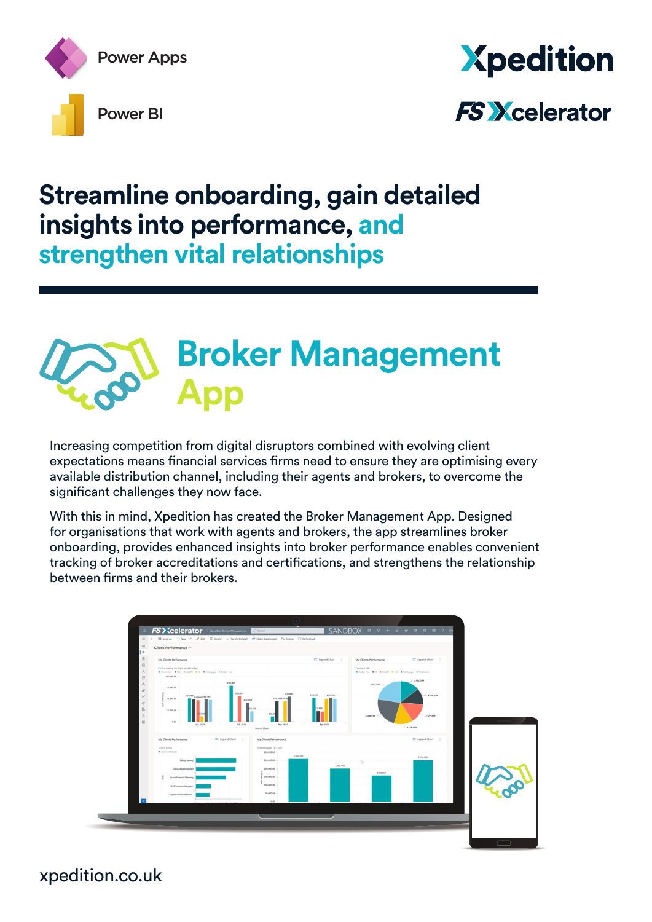Power Apps

Power BI

Xpedition

FS Xcelerator

# Streamline onboarding, gain detailed insights into performance, and strengthen vital relationships

## Broker Management App

Increasing competition from digital disruptors combined with evolving client expectations means financial services firms need to ensure they are optimising every available distribution channel, including their agents and brokers, to overcome the significant challenges they now face.

With this in mind, Xpedition has created the Broker Management App. Designed for organisations that work with agents and brokers, the app streamlines broker onboarding, provides enhanced insights into broker performance enables convenient tracking of broker accreditations and certifications, and strengthens the relationship between firms and their brokers.

xpedition.co.uk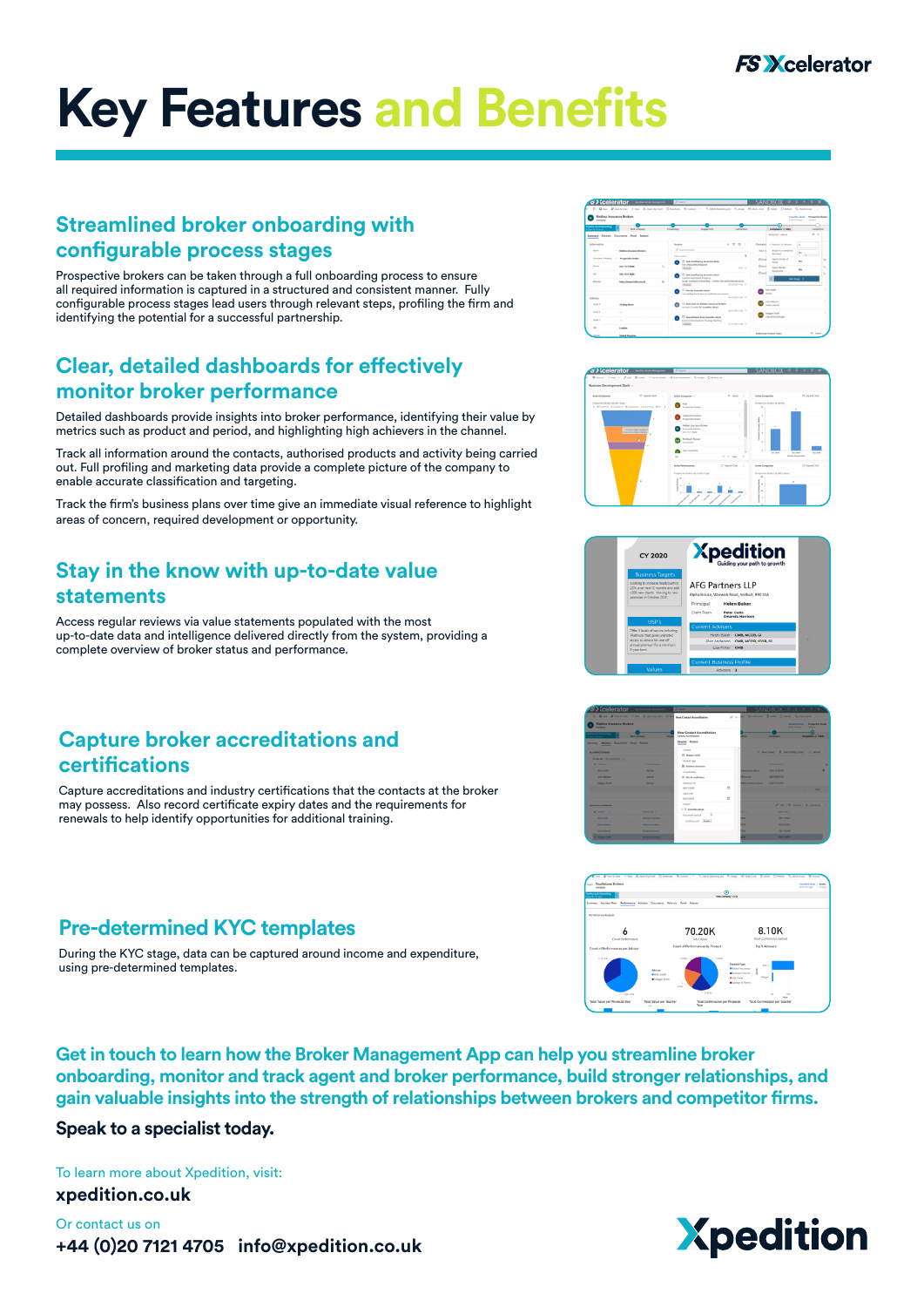FS Xcelerator

# Key Features and Benefits

## Streamlined broker onboarding with configurable process stages

Prospective brokers can be taken through a full onboarding process to ensure all required information is captured in a structured and consistent manner. Fully configurable process stages lead users through relevant steps, profiling the firm and identifying the potential for a successful partnership.

## Clear, detailed dashboards for effectively monitor broker performance

Detailed dashboards provide insights into broker performance, identifying their value by metrics such as product and period, and highlighting high achievers in the channel.

Track all information around the contacts, authorised products and activity being carried out. Full profiling and marketing data provide a complete picture of the company to enable accurate classification and targeting.

Track the firm's business plans over time give an immediate visual reference to highlight areas of concern, required development or opportunity.

## Stay in the know with up-to-date value statements

Access regular reviews via value statements populated with the most up-to-date data and intelligence delivered directly from the system, providing a complete overview of broker status and performance.

## Capture broker accreditations and certifications

Capture accreditations and industry certifications that the contacts at the broker may possess. Also record certificate expiry dates and the requirements for renewals to help identify opportunities for additional training.

## Pre-determined KYC templates

During the KYC stage, data can be captured around income and expenditure, using pre-determined templates.

**Get in touch to learn how the Broker Management App can help you streamline broker onboarding, monitor and track agent and broker performance, build stronger relationships, and gain valuable insights into the strength of relationships between brokers and competitor firms.**

**Speak to a specialist today.**

To learn more about Xpedition, visit:

**xpedition.co.uk**

Or contact us on

**+44 (0)20 7121 4705 info@xpedition.co.uk**

Xpedition